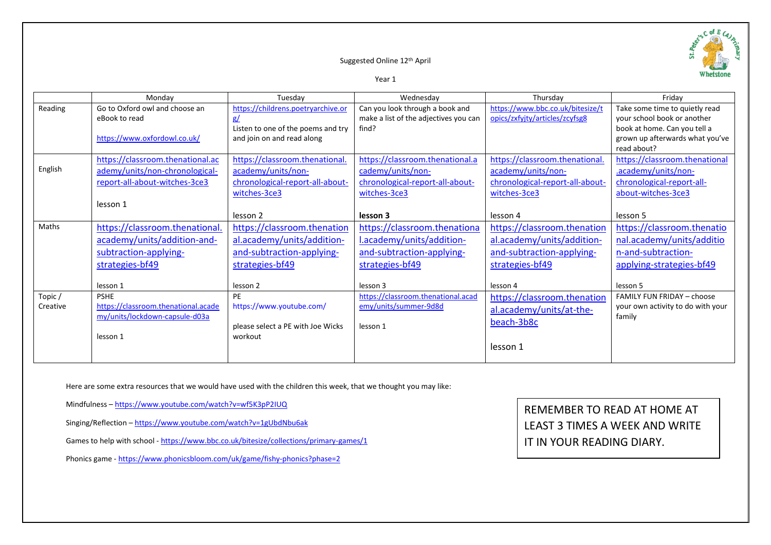Suggested Online 12th April

Year 1

| | Monday | Tuesday | Wednesday | Thursday | Friday |
|---|---|---|---|---|---|
| Reading | Go to Oxford owl and choose an eBook to read<br><br>https://www.oxfordowl.co.uk/ | https://childrens.poetryarchive.org/<br>Listen to one of the poems and try and join on and read along | Can you look through a book and make a list of the adjectives you can find? | https://www.bbc.co.uk/bitesize/topics/zxfyjty/articles/zcyfsg8 | Take some time to quietly read your school book or another book at home. Can you tell a grown up afterwards what you've read about? |
| English | https://classroom.thenational.academy/units/non-chronological-report-all-about-witches-3ce3<br><br>lesson 1 | https://classroom.thenational.academy/units/non-chronological-report-all-about-witches-3ce3<br><br>lesson 2 | https://classroom.thenational.academy/units/non-chronological-report-all-about-witches-3ce3<br><br>**lesson 3** | https://classroom.thenational.academy/units/non-chronological-report-all-about-witches-3ce3<br><br>lesson 4 | https://classroom.thenational.academy/units/non-chronological-report-all-about-witches-3ce3<br><br>lesson 5 |
| Maths | https://classroom.thenational.academy/units/addition-and-subtraction-applying-strategies-bf49<br><br>lesson 1 | https://classroom.thenational.academy/units/addition-and-subtraction-applying-strategies-bf49<br><br>lesson 2 | https://classroom.thenational.academy/units/addition-and-subtraction-applying-strategies-bf49<br><br>lesson 3 | https://classroom.thenational.academy/units/addition-and-subtraction-applying-strategies-bf49<br><br>lesson 4 | https://classroom.thenational.academy/units/addition-and-subtraction-applying-strategies-bf49<br><br>lesson 5 |
| Topic / Creative | PSHE<br>https://classroom.thenational.academy/units/lockdown-capsule-d03a<br><br>lesson 1 | PE<br>https://www.youtube.com/<br><br>please select a PE with Joe Wicks workout | https://classroom.thenational.academy/units/summer-9d8d<br><br>lesson 1 | https://classroom.thenational.academy/units/at-the-beach-3b8c<br><br>lesson 1 | FAMILY FUN FRIDAY – choose your own activity to do with your family |

Here are some extra resources that we would have used with the children this week, that we thought you may like:

Mindfulness – https://www.youtube.com/watch?v=wf5K3pP2IUQ

Singing/Reflection – https://www.youtube.com/watch?v=1gUbdNbu6ak

Games to help with school - https://www.bbc.co.uk/bitesize/collections/primary-games/1

Phonics game - https://www.phonicsbloom.com/uk/game/fishy-phonics?phase=2

REMEMBER TO READ AT HOME AT LEAST 3 TIMES A WEEK AND WRITE IT IN YOUR READING DIARY.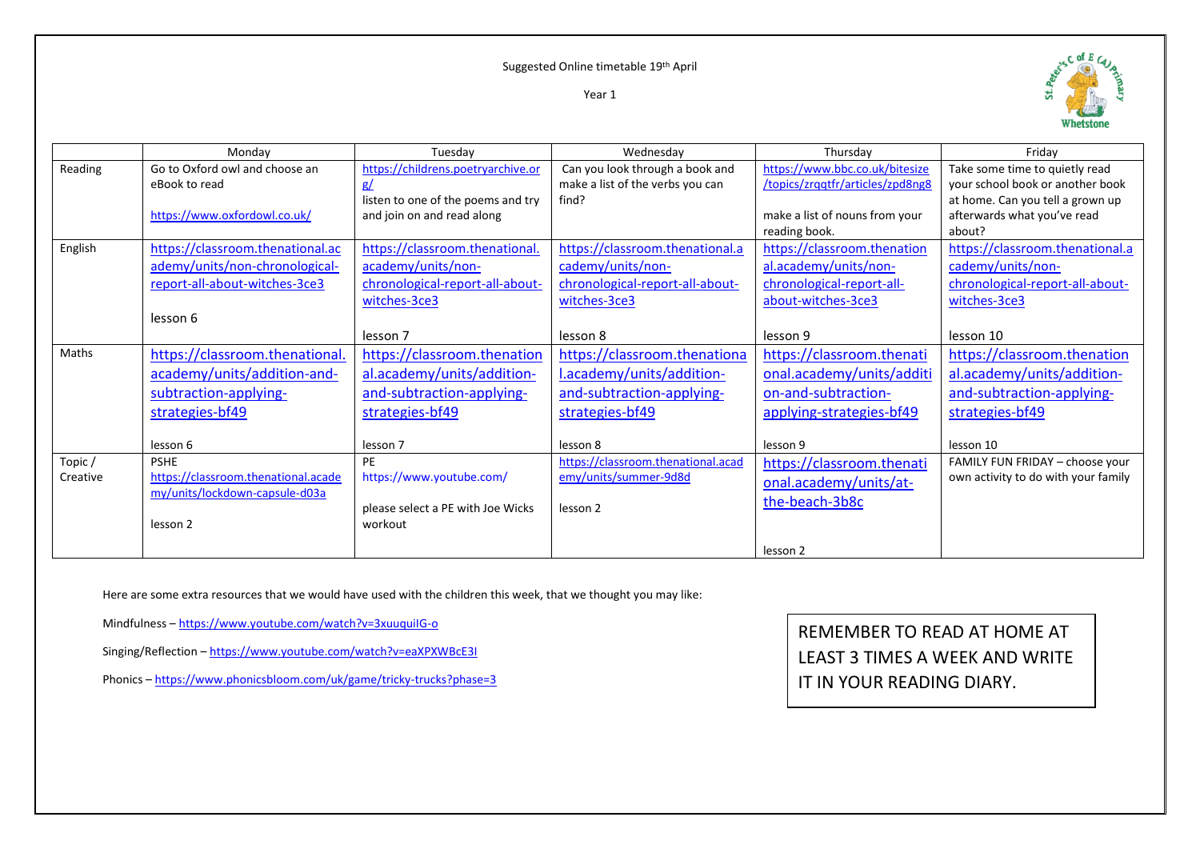Suggested Online timetable 19th April

Year 1

| | Monday | Tuesday | Wednesday | Thursday | Friday |
|---|---|---|---|---|---|
| Reading | Go to Oxford owl and choose an eBook to read<br><br>https://www.oxfordowl.co.uk/ | https://childrens.poetryarchive.org/<br>listen to one of the poems and try and join on and read along | Can you look through a book and make a list of the verbs you can find? | https://www.bbc.co.uk/bitesize/topics/zrqqtfr/articles/zpd8ng8<br><br>make a list of nouns from your reading book. | Take some time to quietly read your school book or another book at home. Can you tell a grown up afterwards what you've read about? |
| English | https://classroom.thenational.academy/units/non-chronological-report-all-about-witches-3ce3<br><br>lesson 6 | https://classroom.thenational.academy/units/non-chronological-report-all-about-witches-3ce3<br><br>lesson 7 | https://classroom.thenational.academy/units/non-chronological-report-all-about-witches-3ce3<br><br>lesson 8 | https://classroom.thenational.academy/units/non-chronological-report-all-about-witches-3ce3<br><br>lesson 9 | https://classroom.thenational.academy/units/non-chronological-report-all-about-witches-3ce3<br><br>lesson 10 |
| Maths | https://classroom.thenational.academy/units/addition-and-subtraction-applying-strategies-bf49<br><br>lesson 6 | https://classroom.thenational.academy/units/addition-and-subtraction-applying-strategies-bf49<br><br>lesson 7 | https://classroom.thenational.academy/units/addition-and-subtraction-applying-strategies-bf49<br><br>lesson 8 | https://classroom.thenational.academy/units/addition-and-subtraction-applying-strategies-bf49<br><br>lesson 9 | https://classroom.thenational.academy/units/addition-and-subtraction-applying-strategies-bf49<br><br>lesson 10 |
| Topic / Creative | PSHE<br>https://classroom.thenational.academy/units/lockdown-capsule-d03a<br><br>lesson 2 | PE<br>https://www.youtube.com/<br><br>please select a PE with Joe Wicks workout | https://classroom.thenational.academy/units/summer-9d8d<br><br>lesson 2 | https://classroom.thenational.academy/units/at-the-beach-3b8c<br><br>lesson 2 | FAMILY FUN FRIDAY – choose your own activity to do with your family |

Here are some extra resources that we would have used with the children this week, that we thought you may like:

Mindfulness – https://www.youtube.com/watch?v=3xuuquiIG-o

Singing/Reflection – https://www.youtube.com/watch?v=eaXPXWBcE3I

Phonics – https://www.phonicsbloom.com/uk/game/tricky-trucks?phase=3

REMEMBER TO READ AT HOME AT LEAST 3 TIMES A WEEK AND WRITE IT IN YOUR READING DIARY.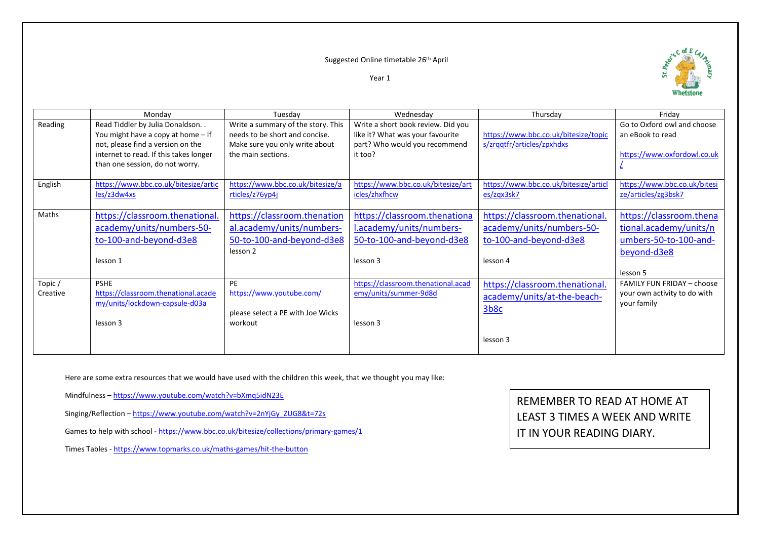Suggested Online timetable 26th April

Year 1

| | Monday | Tuesday | Wednesday | Thursday | Friday |
|---|---|---|---|---|---|
| Reading | Read Tiddler by Julia Donaldson. . You might have a copy at home – If not, please find a version on the internet to read. If this takes longer than one session, do not worry. | Write a summary of the story. This needs to be short and concise. Make sure you only write about the main sections. | Write a short book review. Did you like it? What was your favourite part? Who would you recommend it too? | https://www.bbc.co.uk/bitesize/topics/zrqqtfr/articles/zpxhdxs | Go to Oxford owl and choose an eBook to read<br><br>https://www.oxfordowl.co.uk/ |
| English | https://www.bbc.co.uk/bitesize/articles/z3dw4xs | https://www.bbc.co.uk/bitesize/articles/z76yp4j | https://www.bbc.co.uk/bitesize/articles/zhxfhcw | https://www.bbc.co.uk/bitesize/articles/zqx3sk7 | https://www.bbc.co.uk/bitesize/articles/zg3bsk7 |
| Maths | https://classroom.thenational.academy/units/numbers-50-to-100-and-beyond-d3e8<br><br>lesson 1 | https://classroom.thenational.academy/units/numbers-50-to-100-and-beyond-d3e8<br>lesson 2 | https://classroom.thenational.academy/units/numbers-50-to-100-and-beyond-d3e8<br><br>lesson 3 | https://classroom.thenational.academy/units/numbers-50-to-100-and-beyond-d3e8<br><br>lesson 4 | https://classroom.thenational.academy/units/numbers-50-to-100-and-beyond-d3e8<br><br>lesson 5 |
| Topic / Creative | PSHE<br>https://classroom.thenational.academy/units/lockdown-capsule-d03a<br><br>lesson 3 | PE<br>https://www.youtube.com/<br><br>please select a PE with Joe Wicks workout | https://classroom.thenational.academy/units/summer-9d8d<br><br>lesson 3 | https://classroom.thenational.academy/units/at-the-beach-3b8c<br><br>lesson 3 | FAMILY FUN FRIDAY – choose your own activity to do with your family |

Here are some extra resources that we would have used with the children this week, that we thought you may like:

Mindfulness – https://www.youtube.com/watch?v=bXmq5idN23E

Singing/Reflection – https://www.youtube.com/watch?v=2nYjGy_ZUG8&t=72s

Games to help with school - https://www.bbc.co.uk/bitesize/collections/primary-games/1

Times Tables - https://www.topmarks.co.uk/maths-games/hit-the-button

REMEMBER TO READ AT HOME AT LEAST 3 TIMES A WEEK AND WRITE IT IN YOUR READING DIARY.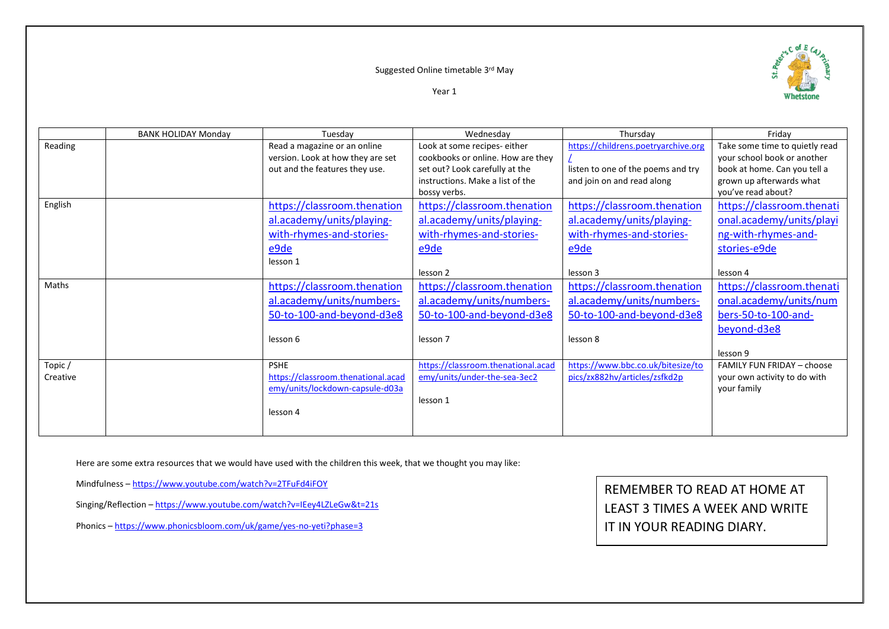Suggested Online timetable 3rd May

Year 1

| | BANK HOLIDAY Monday | Tuesday | Wednesday | Thursday | Friday |
|---|---|---|---|---|---|
| Reading | | Read a magazine or an online version. Look at how they are set out and the features they use. | Look at some recipes- either cookbooks or online. How are they set out? Look carefully at the instructions. Make a list of the bossy verbs. | https://childrens.poetryarchive.org/ listen to one of the poems and try and join on and read along | Take some time to quietly read your school book or another book at home. Can you tell a grown up afterwards what you've read about? |
| English | | https://classroom.thenational.academy/units/playing-with-rhymes-and-stories-e9de lesson 1 | https://classroom.thenational.academy/units/playing-with-rhymes-and-stories-e9de lesson 2 | https://classroom.thenational.academy/units/playing-with-rhymes-and-stories-e9de lesson 3 | https://classroom.thenational.academy/units/playing-with-rhymes-and-stories-e9de lesson 4 |
| Maths | | https://classroom.thenational.academy/units/numbers-50-to-100-and-beyond-d3e8 lesson 6 | https://classroom.thenational.academy/units/numbers-50-to-100-and-beyond-d3e8 lesson 7 | https://classroom.thenational.academy/units/numbers-50-to-100-and-beyond-d3e8 lesson 8 | https://classroom.thenational.academy/units/numbers-50-to-100-and-beyond-d3e8 lesson 9 |
| Topic / Creative | | PSHE https://classroom.thenational.academy/units/lockdown-capsule-d03a lesson 4 | https://classroom.thenational.academy/units/under-the-sea-3ec2 lesson 1 | https://www.bbc.co.uk/bitesize/topics/zx882hv/articles/zsfkd2p | FAMILY FUN FRIDAY – choose your own activity to do with your family |

Here are some extra resources that we would have used with the children this week, that we thought you may like:

Mindfulness – https://www.youtube.com/watch?v=2TFuFd4iFOY

Singing/Reflection – https://www.youtube.com/watch?v=IEey4LZLeGw&t=21s

Phonics – https://www.phonicsbloom.com/uk/game/yes-no-yeti?phase=3

REMEMBER TO READ AT HOME AT LEAST 3 TIMES A WEEK AND WRITE IT IN YOUR READING DIARY.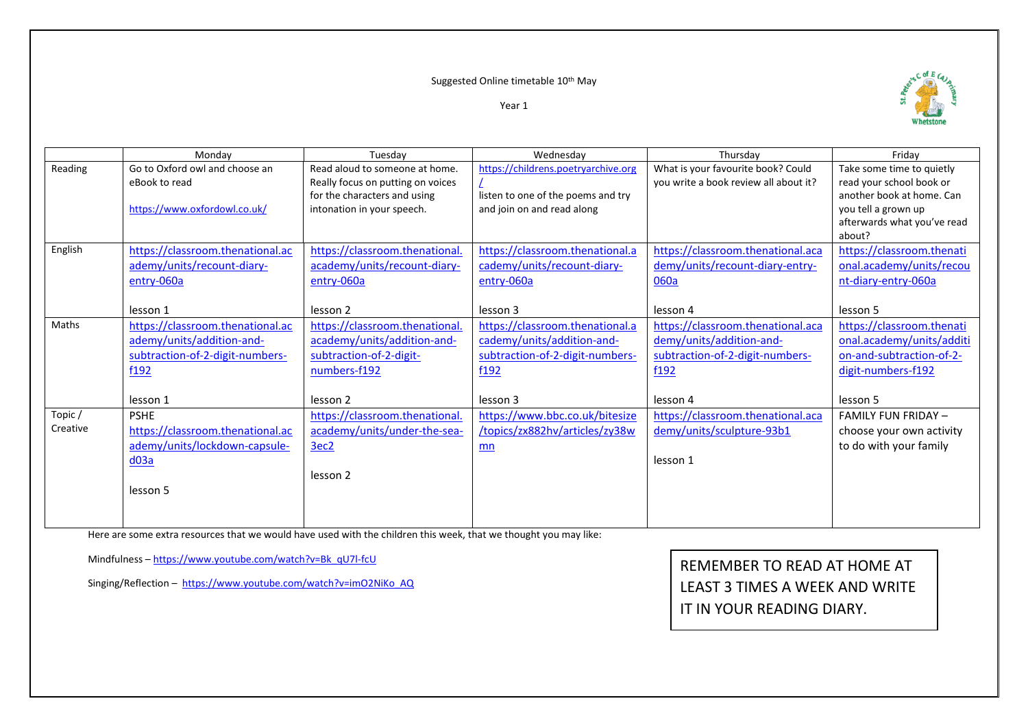Suggested Online timetable 10th May

Year 1

| | Monday | Tuesday | Wednesday | Thursday | Friday |
|---|---|---|---|---|---|
| Reading | Go to Oxford owl and choose an eBook to read<br><br>https://www.oxfordowl.co.uk/ | Read aloud to someone at home. Really focus on putting on voices for the characters and using intonation in your speech. | https://childrens.poetryarchive.org/<br>listen to one of the poems and try and join on and read along | What is your favourite book? Could you write a book review all about it? | Take some time to quietly read your school book or another book at home. Can you tell a grown up afterwards what you've read about? |
| English | https://classroom.thenational.academy/units/recount-diary-entry-060a<br><br>lesson 1 | https://classroom.thenational.academy/units/recount-diary-entry-060a<br><br>lesson 2 | https://classroom.thenational.academy/units/recount-diary-entry-060a<br><br>lesson 3 | https://classroom.thenational.academy/units/recount-diary-entry-060a<br><br>lesson 4 | https://classroom.thenational.academy/units/recount-diary-entry-060a<br><br>lesson 5 |
| Maths | https://classroom.thenational.academy/units/addition-and-subtraction-of-2-digit-numbers-f192<br><br>lesson 1 | https://classroom.thenational.academy/units/addition-and-subtraction-of-2-digit-numbers-f192<br><br>lesson 2 | https://classroom.thenational.academy/units/addition-and-subtraction-of-2-digit-numbers-f192<br><br>lesson 3 | https://classroom.thenational.academy/units/addition-and-subtraction-of-2-digit-numbers-f192<br><br>lesson 4 | https://classroom.thenational.academy/units/addition-and-subtraction-of-2-digit-numbers-f192<br><br>lesson 5 |
| Topic / Creative | PSHE<br>https://classroom.thenational.academy/units/lockdown-capsule-d03a<br><br>lesson 5 | https://classroom.thenational.academy/units/under-the-sea-3ec2<br><br>lesson 2 | https://www.bbc.co.uk/bitesize/topics/zx882hv/articles/zy38wmn | https://classroom.thenational.academy/units/sculpture-93b1<br><br>lesson 1 | FAMILY FUN FRIDAY – choose your own activity to do with your family |

Here are some extra resources that we would have used with the children this week, that we thought you may like:

Mindfulness – https://www.youtube.com/watch?v=Bk_qU7l-fcU

Singing/Reflection – https://www.youtube.com/watch?v=imO2NiKo_AQ

REMEMBER TO READ AT HOME AT LEAST 3 TIMES A WEEK AND WRITE IT IN YOUR READING DIARY.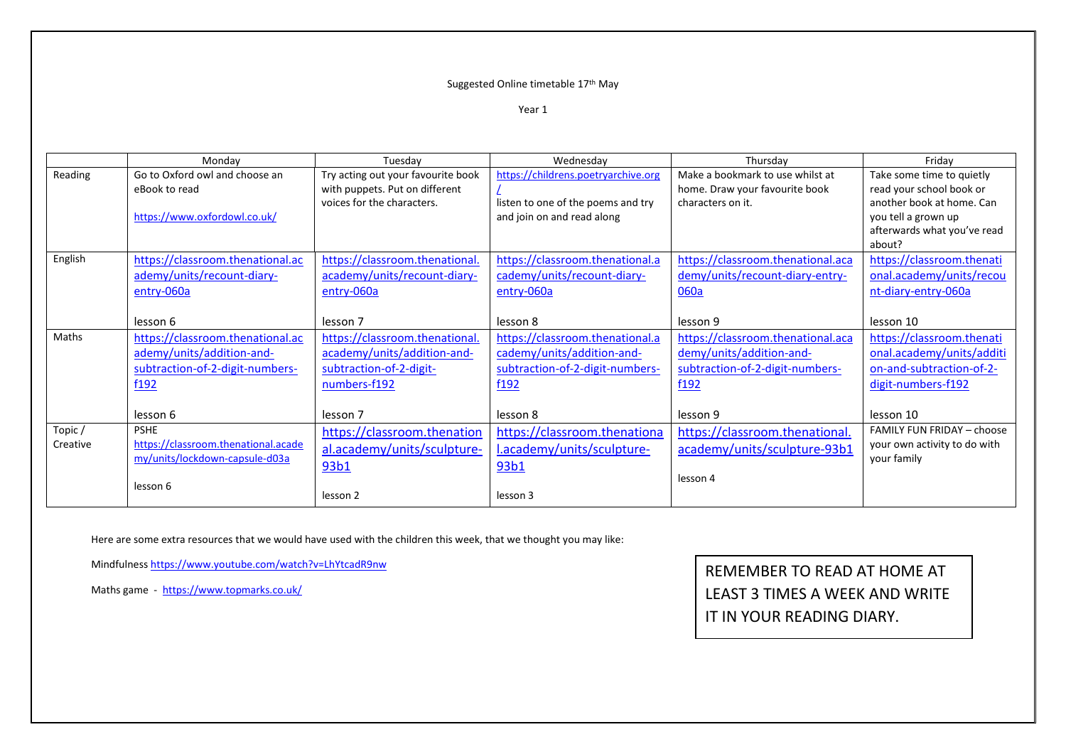Suggested Online timetable 17th May

Year 1

| | Monday | Tuesday | Wednesday | Thursday | Friday |
|---|---|---|---|---|---|
| Reading | Go to Oxford owl and choose an eBook to read<br><br>https://www.oxfordowl.co.uk/ | Try acting out your favourite book with puppets. Put on different voices for the characters. | https://childrens.poetryarchive.org/<br>listen to one of the poems and try and join on and read along | Make a bookmark to use whilst at home. Draw your favourite book characters on it. | Take some time to quietly read your school book or another book at home. Can you tell a grown up afterwards what you've read about? |
| English | https://classroom.thenational.academy/units/recount-diary-entry-060a<br><br>lesson 6 | https://classroom.thenational.academy/units/recount-diary-entry-060a<br><br>lesson 7 | https://classroom.thenational.academy/units/recount-diary-entry-060a<br><br>lesson 8 | https://classroom.thenational.academy/units/recount-diary-entry-060a<br><br>lesson 9 | https://classroom.thenational.academy/units/recount-diary-entry-060a<br><br>lesson 10 |
| Maths | https://classroom.thenational.academy/units/addition-and-subtraction-of-2-digit-numbers-f192<br><br>lesson 6 | https://classroom.thenational.academy/units/addition-and-subtraction-of-2-digit-numbers-f192<br><br>lesson 7 | https://classroom.thenational.academy/units/addition-and-subtraction-of-2-digit-numbers-f192<br><br>lesson 8 | https://classroom.thenational.academy/units/addition-and-subtraction-of-2-digit-numbers-f192<br><br>lesson 9 | https://classroom.thenational.academy/units/addition-and-subtraction-of-2-digit-numbers-f192<br><br>lesson 10 |
| Topic / Creative | PSHE<br>https://classroom.thenational.academy/units/lockdown-capsule-d03a<br><br>lesson 6 | https://classroom.thenational.academy/units/sculpture-93b1<br><br>lesson 2 | https://classroom.thenational.academy/units/sculpture-93b1<br><br>lesson 3 | https://classroom.thenational.academy/units/sculpture-93b1<br><br>lesson 4 | FAMILY FUN FRIDAY – choose your own activity to do with your family |

Here are some extra resources that we would have used with the children this week, that we thought you may like:

Mindfulness https://www.youtube.com/watch?v=LhYtcadR9nw

Maths game - https://www.topmarks.co.uk/

REMEMBER TO READ AT HOME AT LEAST 3 TIMES A WEEK AND WRITE IT IN YOUR READING DIARY.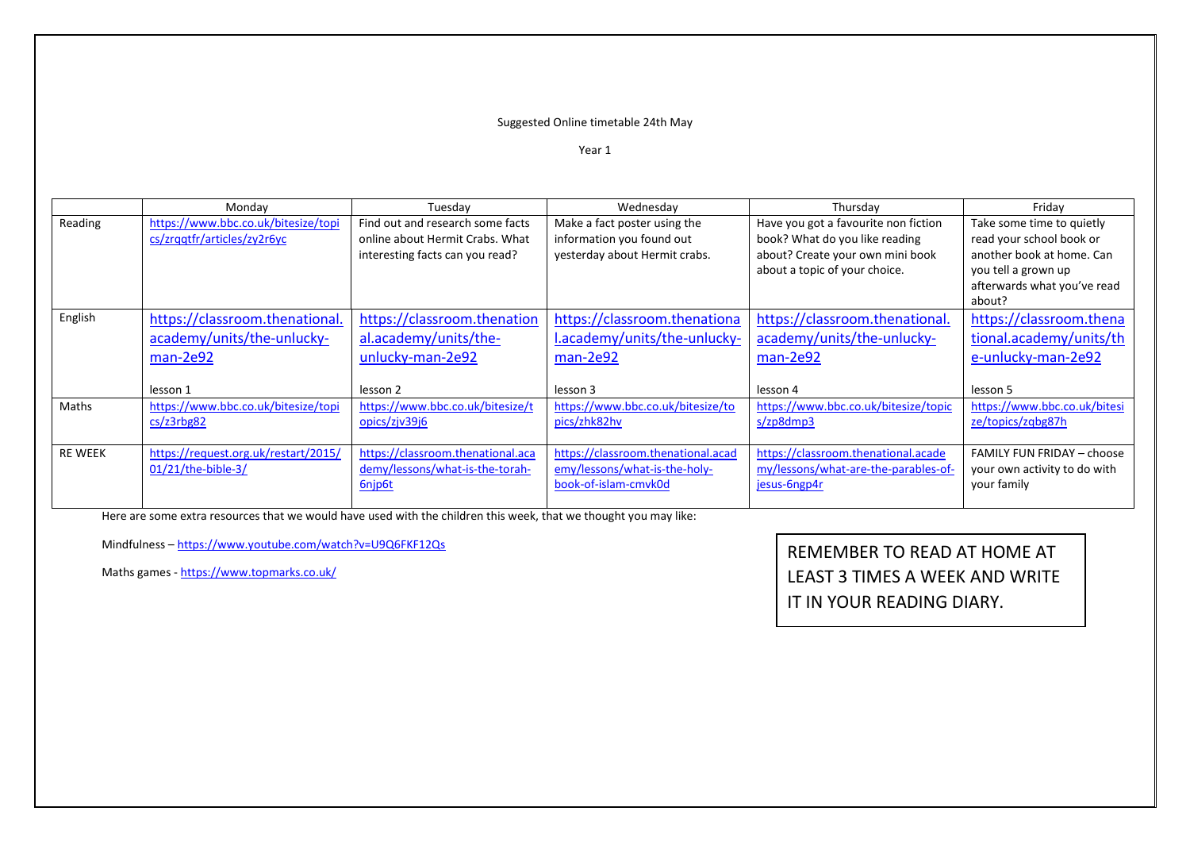Suggested Online timetable 24th May

Year 1

| | Monday | Tuesday | Wednesday | Thursday | Friday |
|---|---|---|---|---|---|
| Reading | https://www.bbc.co.uk/bitesize/topics/zrqqtfr/articles/zy2r6yc | Find out and research some facts online about Hermit Crabs. What interesting facts can you read? | Make a fact poster using the information you found out yesterday about Hermit crabs. | Have you got a favourite non fiction book? What do you like reading about? Create your own mini book about a topic of your choice. | Take some time to quietly read your school book or another book at home. Can you tell a grown up afterwards what you've read about? |
| English | https://classroom.thenational.academy/units/the-unlucky-man-2e92<br><br>lesson 1 | https://classroom.thenational.academy/units/the-unlucky-man-2e92<br><br>lesson 2 | https://classroom.thenational.academy/units/the-unlucky-man-2e92<br><br>lesson 3 | https://classroom.thenational.academy/units/the-unlucky-man-2e92<br><br>lesson 4 | https://classroom.thenational.academy/units/the-unlucky-man-2e92<br><br>lesson 5 |
| Maths | https://www.bbc.co.uk/bitesize/topics/z3rbg82 | https://www.bbc.co.uk/bitesize/topics/zjv39j6 | https://www.bbc.co.uk/bitesize/topics/zhk82hv | https://www.bbc.co.uk/bitesize/topics/zp8dmp3 | https://www.bbc.co.uk/bitesize/topics/zqbg87h |
| RE WEEK | https://request.org.uk/restart/2015/01/21/the-bible-3/ | https://classroom.thenational.academy/lessons/what-is-the-torah-6njp6t | https://classroom.thenational.academy/lessons/what-is-the-holy-book-of-islam-cmvk0d | https://classroom.thenational.academy/lessons/what-are-the-parables-of-jesus-6ngp4r | FAMILY FUN FRIDAY – choose your own activity to do with your family |

Here are some extra resources that we would have used with the children this week, that we thought you may like:

Mindfulness – https://www.youtube.com/watch?v=U9Q6FKF12Qs

Maths games - https://www.topmarks.co.uk/

REMEMBER TO READ AT HOME AT LEAST 3 TIMES A WEEK AND WRITE IT IN YOUR READING DIARY.